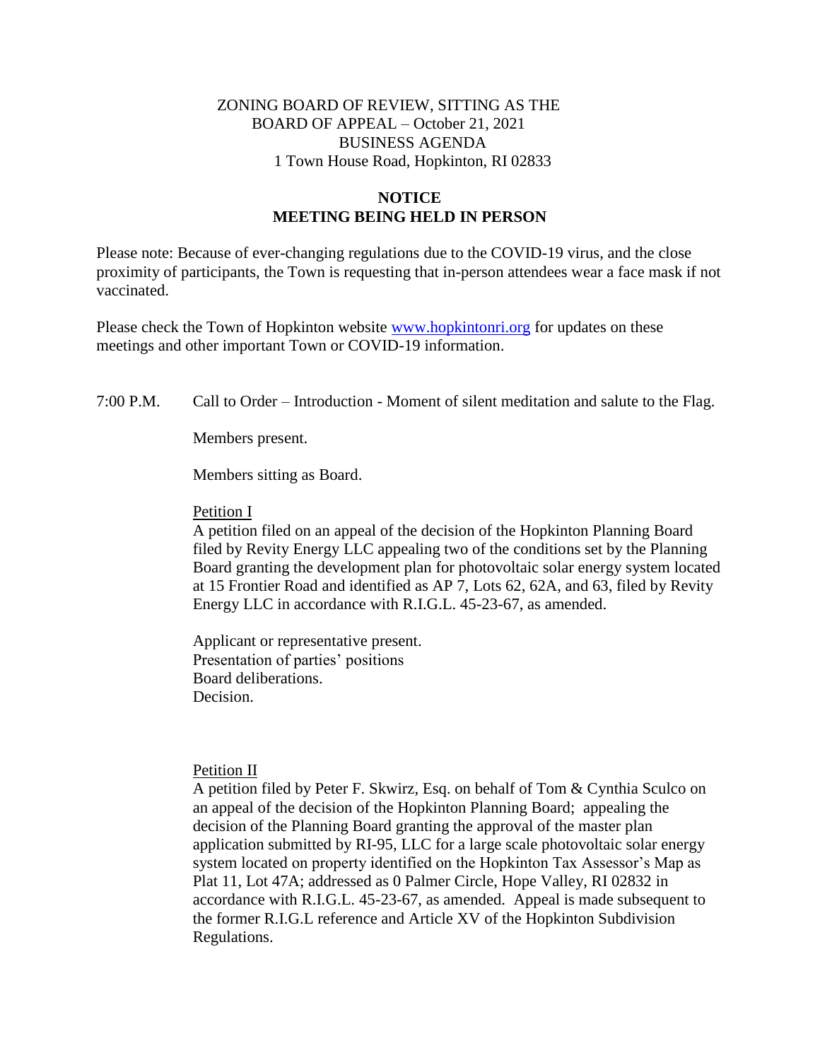ZONING BOARD OF REVIEW, SITTING AS THE
BOARD OF APPEAL – October 21, 2021
BUSINESS AGENDA
1 Town House Road, Hopkinton, RI 02833

## NOTICE
## MEETING BEING HELD IN PERSON

Please note: Because of ever-changing regulations due to the COVID-19 virus, and the close proximity of participants, the Town is requesting that in-person attendees wear a face mask if not vaccinated.

Please check the Town of Hopkinton website [www.hopkintonri.org](http://www.hopkintonri.org) for updates on these meetings and other important Town or COVID-19 information.

7:00 P.M. Call to Order – Introduction - Moment of silent meditation and salute to the Flag.

Members present.

Members sitting as Board.

Petition I

A petition filed on an appeal of the decision of the Hopkinton Planning Board filed by Revity Energy LLC appealing two of the conditions set by the Planning Board granting the development plan for photovoltaic solar energy system located at 15 Frontier Road and identified as AP 7, Lots 62, 62A, and 63, filed by Revity Energy LLC in accordance with R.I.G.L. 45-23-67, as amended.

Applicant or representative present.
Presentation of parties' positions
Board deliberations.
Decision.

Petition II

A petition filed by Peter F. Skwirz, Esq. on behalf of Tom & Cynthia Sculco on an appeal of the decision of the Hopkinton Planning Board; appealing the decision of the Planning Board granting the approval of the master plan application submitted by RI-95, LLC for a large scale photovoltaic solar energy system located on property identified on the Hopkinton Tax Assessor's Map as Plat 11, Lot 47A; addressed as 0 Palmer Circle, Hope Valley, RI 02832 in accordance with R.I.G.L. 45-23-67, as amended. Appeal is made subsequent to the former R.I.G.L reference and Article XV of the Hopkinton Subdivision Regulations.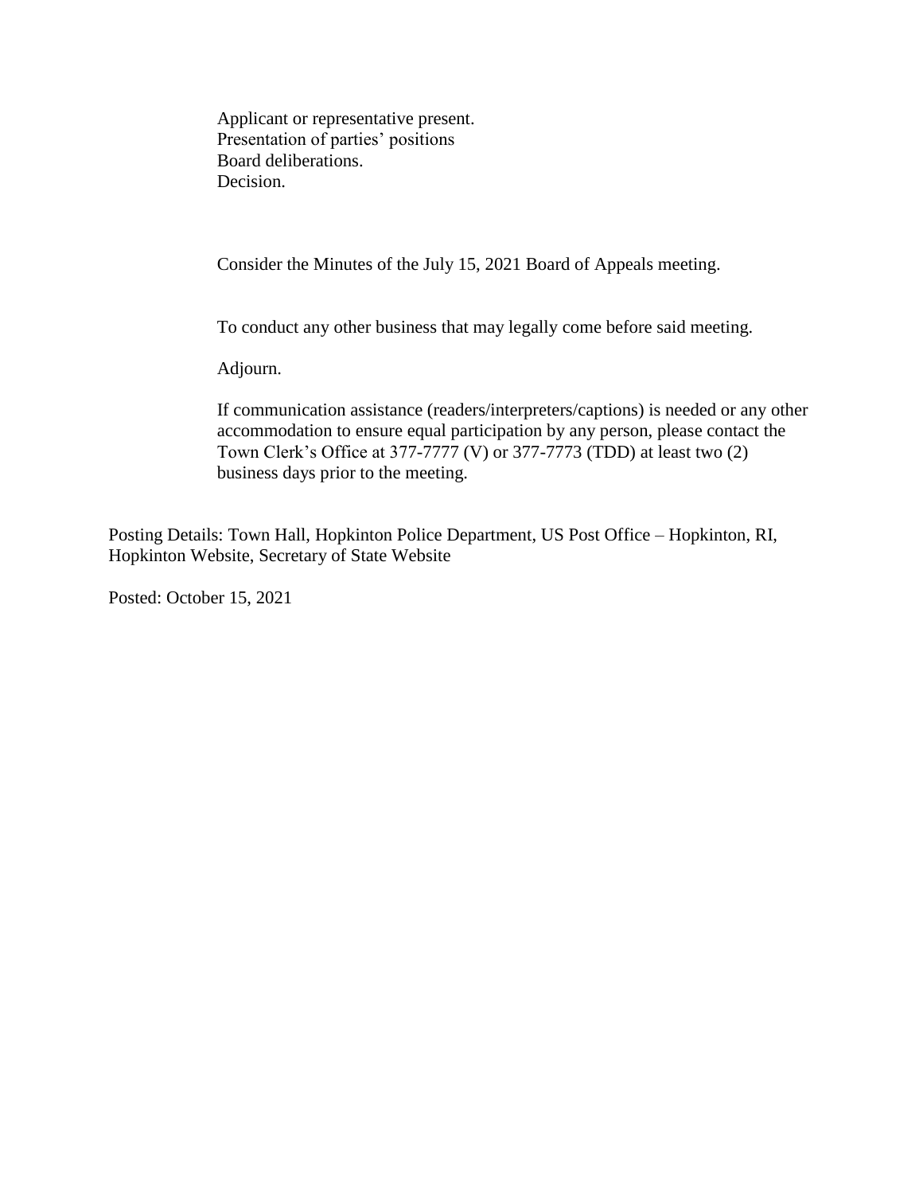Applicant or representative present.
Presentation of parties' positions
Board deliberations.
Decision.

Consider the Minutes of the July 15, 2021 Board of Appeals meeting.

To conduct any other business that may legally come before said meeting.

Adjourn.

If communication assistance (readers/interpreters/captions) is needed or any other accommodation to ensure equal participation by any person, please contact the Town Clerk's Office at 377-7777 (V) or 377-7773 (TDD) at least two (2) business days prior to the meeting.

Posting Details: Town Hall, Hopkinton Police Department, US Post Office – Hopkinton, RI, Hopkinton Website, Secretary of State Website

Posted: October 15, 2021